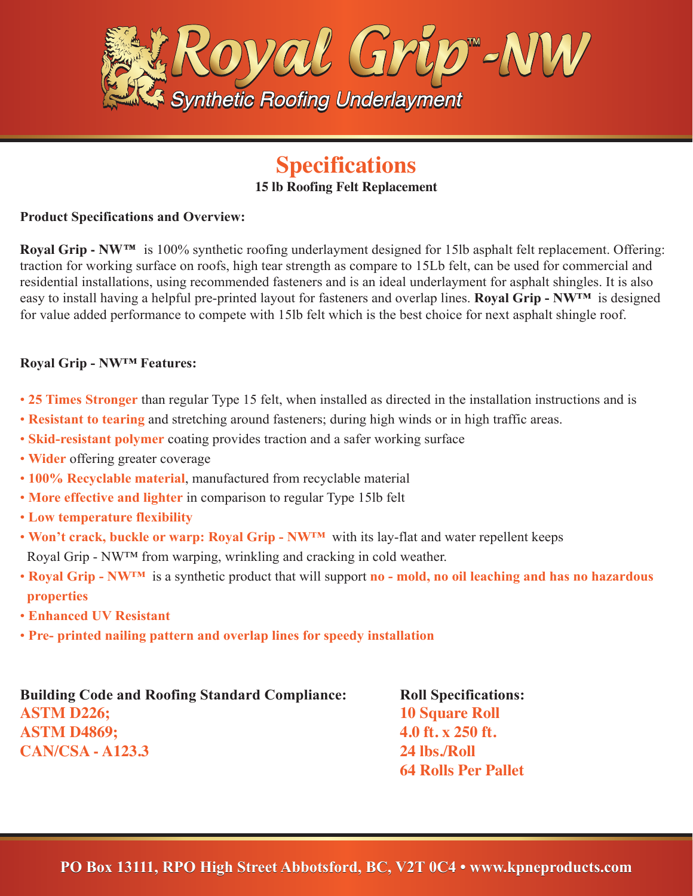# Royal Grip™-NW

### Synthetic Roofing Underlayment

## Specifications

**15 lb Roofing Felt Replacement**

**Product Specifications and Overview:**

**Royal Grip - NW™** is 100% synthetic roofing underlayment designed for 15lb asphalt felt replacement. Offering: traction for working surface on roofs, high tear strength as compare to 15Lb felt, can be used for commercial and residential installations, using recommended fasteners and is an ideal underlayment for asphalt shingles. It is also easy to install having a helpful pre-printed layout for fasteners and overlap lines. **Royal Grip - NW™** is designed for value added performance to compete with 15lb felt which is the best choice for next asphalt shingle roof.

**Royal Grip - NW™ Features:**

- **25 Times Stronger** than regular Type 15 felt, when installed as directed in the installation instructions and is
- **Resistant to tearing** and stretching around fasteners; during high winds or in high traffic areas.
- **Skid-resistant polymer** coating provides traction and a safer working surface
- **Wider** offering greater coverage
- **100% Recyclable material**, manufactured from recyclable material
- **More effective and lighter** in comparison to regular Type 15lb felt
- **Low temperature flexibility**
- **Won't crack, buckle or warp: Royal Grip - NW™** with its lay-flat and water repellent keeps Royal Grip - NW™ from warping, wrinkling and cracking in cold weather.
- **Royal Grip - NW™** is a synthetic product that will support **no - mold, no oil leaching and has no hazardous properties**
- **Enhanced UV Resistant**
- **Pre- printed nailing pattern and overlap lines for speedy installation**

**Building Code and Roofing Standard Compliance:**

**ASTM D226;**
**ASTM D4869;**
**CAN/CSA - A123.3**

**Roll Specifications:**

**10 Square Roll**
**4.0 ft. x 250 ft.**
**24 lbs./Roll**
**64 Rolls Per Pallet**

PO Box 13111, RPO High Street Abbotsford, BC, V2T 0C4 • www.kpneproducts.com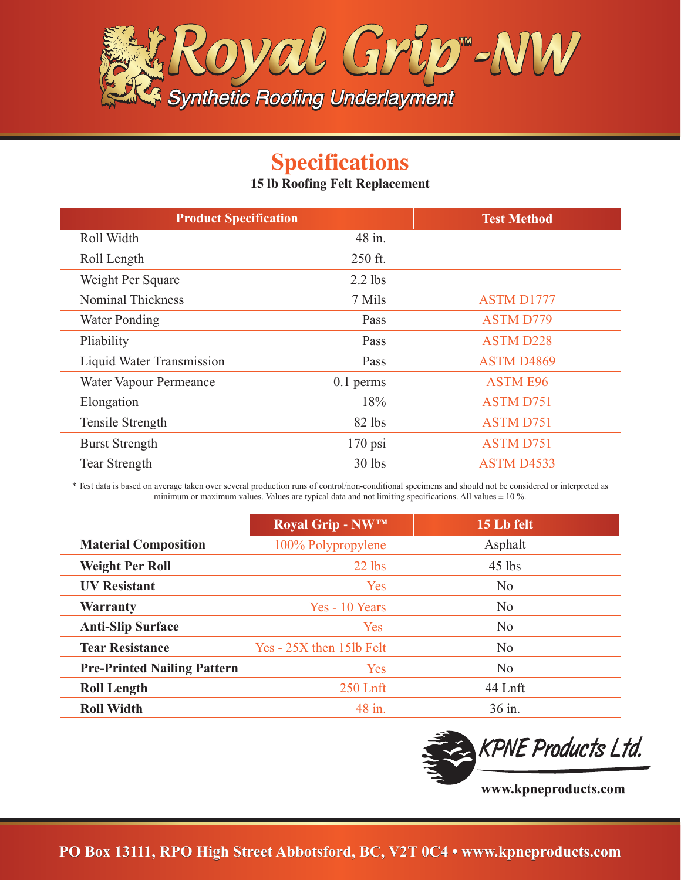# Royal Grip™-NW

Synthetic Roofing Underlayment

## Specifications

**15 lb Roofing Felt Replacement**

| Product Specification | | Test Method |
|---|---|---|
| Roll Width | 48 in. | |
| Roll Length | 250 ft. | |
| Weight Per Square | 2.2 lbs | |
| Nominal Thickness | 7 Mils | ASTM D1777 |
| Water Ponding | Pass | ASTM D779 |
| Pliability | Pass | ASTM D228 |
| Liquid Water Transmission | Pass | ASTM D4869 |
| Water Vapour Permeance | 0.1 perms | ASTM E96 |
| Elongation | 18% | ASTM D751 |
| Tensile Strength | 82 lbs | ASTM D751 |
| Burst Strength | 170 psi | ASTM D751 |
| Tear Strength | 30 lbs | ASTM D4533 |

* Test data is based on average taken over several production runs of control/non-conditional specimens and should not be considered or interpreted as minimum or maximum values. Values are typical data and not limiting specifications. All values ± 10 %.

| | Royal Grip - NW™ | 15 Lb felt |
|---|---|---|
| **Material Composition** | 100% Polypropylene | Asphalt |
| **Weight Per Roll** | 22 lbs | 45 lbs |
| **UV Resistant** | Yes | No |
| **Warranty** | Yes - 10 Years | No |
| **Anti-Slip Surface** | Yes | No |
| **Tear Resistance** | Yes - 25X then 15lb Felt | No |
| **Pre-Printed Nailing Pattern** | Yes | No |
| **Roll Length** | 250 Lnft | 44 Lnft |
| **Roll Width** | 48 in. | 36 in. |

KPNE Products Ltd.

www.kpneproducts.com

**PO Box 13111, RPO High Street Abbotsford, BC, V2T 0C4 • www.kpneproducts.com**